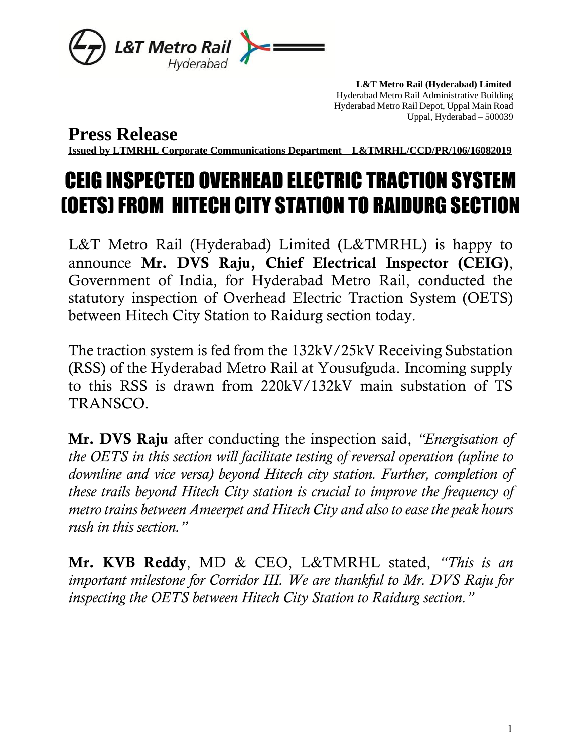**L&T Metro Rail (Hyderabad) Limited**
Hyderabad Metro Rail Administrative Building
Hyderabad Metro Rail Depot, Uppal Main Road
Uppal, Hyderabad – 500039

# Press Release

**Issued by LTMRHL Corporate Communications Department L&TMRHL/CCD/PR/106/16082019**

# CEIG INSPECTED OVERHEAD ELECTRIC TRACTION SYSTEM (OETS) FROM HITECH CITY STATION TO RAIDURG SECTION

L&T Metro Rail (Hyderabad) Limited (L&TMRHL) is happy to announce **Mr. DVS Raju, Chief Electrical Inspector (CEIG)**, Government of India, for Hyderabad Metro Rail, conducted the statutory inspection of Overhead Electric Traction System (OETS) between Hitech City Station to Raidurg section today.

The traction system is fed from the 132kV/25kV Receiving Substation (RSS) of the Hyderabad Metro Rail at Yousufguda. Incoming supply to this RSS is drawn from 220kV/132kV main substation of TS TRANSCO.

**Mr. DVS Raju** after conducting the inspection said, *"Energisation of the OETS in this section will facilitate testing of reversal operation (upline to downline and vice versa) beyond Hitech city station. Further, completion of these trails beyond Hitech City station is crucial to improve the frequency of metro trains between Ameerpet and Hitech City and also to ease the peak hours rush in this section."*

**Mr. KVB Reddy**, MD & CEO, L&TMRHL stated, *"This is an important milestone for Corridor III. We are thankful to Mr. DVS Raju for inspecting the OETS between Hitech City Station to Raidurg section."*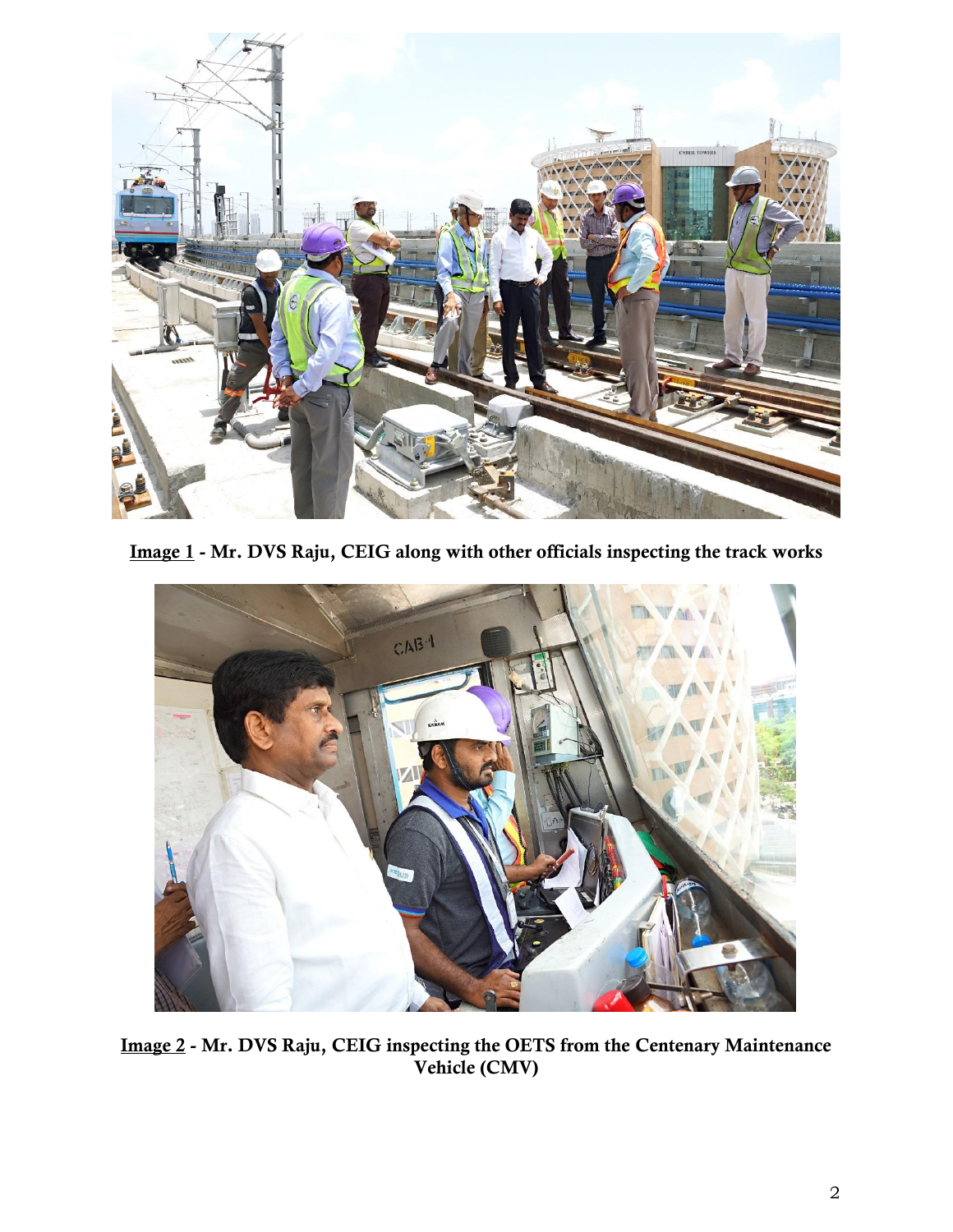**Image 1** - **Mr. DVS Raju, CEIG along with other officials inspecting the track works**

**Image 2** - **Mr. DVS Raju, CEIG inspecting the OETS from the Centenary Maintenance Vehicle (CMV)**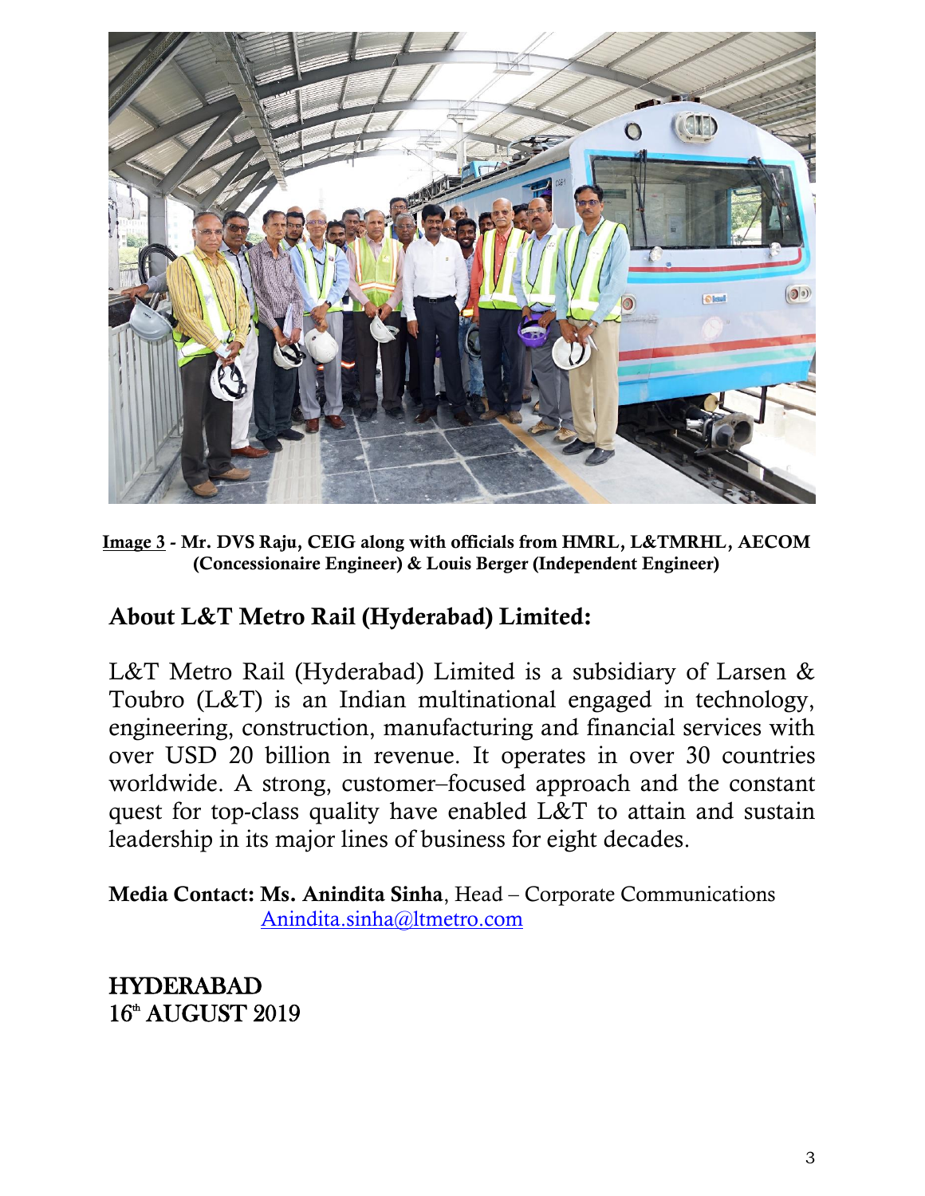**Image 3 - Mr. DVS Raju, CEIG along with officials from HMRL, L&TMRHL, AECOM (Concessionaire Engineer) & Louis Berger (Independent Engineer)**

## About L&T Metro Rail (Hyderabad) Limited:

L&T Metro Rail (Hyderabad) Limited is a subsidiary of Larsen & Toubro (L&T) is an Indian multinational engaged in technology, engineering, construction, manufacturing and financial services with over USD 20 billion in revenue. It operates in over 30 countries worldwide. A strong, customer–focused approach and the constant quest for top-class quality have enabled L&T to attain and sustain leadership in its major lines of business for eight decades.

**Media Contact: Ms. Anindita Sinha**, Head – Corporate Communications
Anindita.sinha@ltmetro.com

HYDERABAD
16th AUGUST 2019